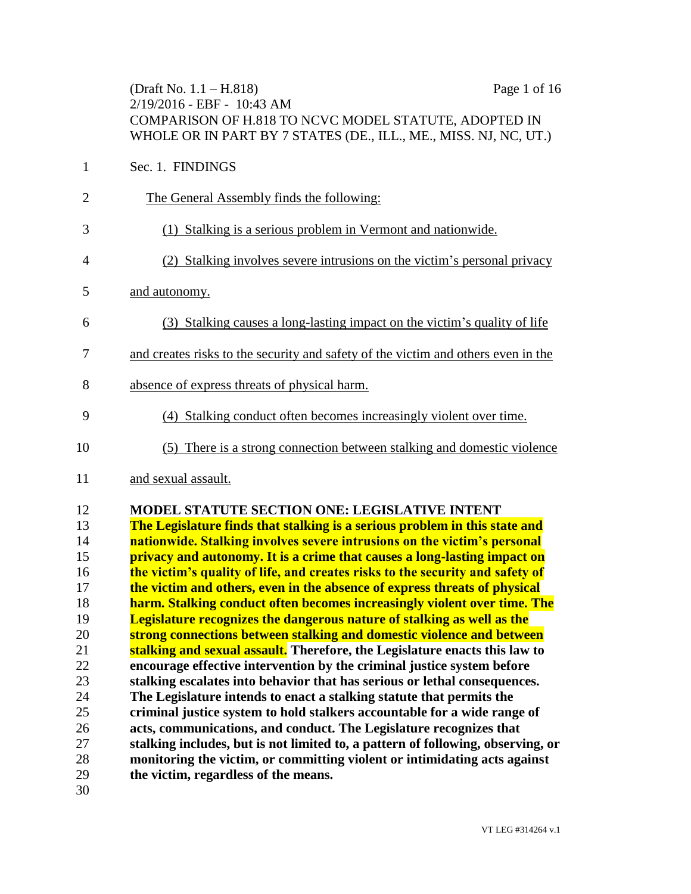(Draft No. 1.1 – H.818)
2/19/2016 - EBF - 10:43 AM
COMPARISON OF H.818 TO NCVC MODEL STATUTE, ADOPTED IN WHOLE OR IN PART BY 7 STATES (DE., ILL., ME., MISS. NJ, NC, UT.)

Sec. 1. FINDINGS

The General Assembly finds the following:

(1) Stalking is a serious problem in Vermont and nationwide.

(2) Stalking involves severe intrusions on the victim's personal privacy and autonomy.

(3) Stalking causes a long-lasting impact on the victim's quality of life and creates risks to the security and safety of the victim and others even in the absence of express threats of physical harm.

(4) Stalking conduct often becomes increasingly violent over time.

(5) There is a strong connection between stalking and domestic violence and sexual assault.

**MODEL STATUTE SECTION ONE: LEGISLATIVE INTENT**

**The Legislature finds that stalking is a serious problem in this state and nationwide. Stalking involves severe intrusions on the victim's personal privacy and autonomy. It is a crime that causes a long-lasting impact on the victim's quality of life, and creates risks to the security and safety of the victim and others, even in the absence of express threats of physical harm. Stalking conduct often becomes increasingly violent over time. The Legislature recognizes the dangerous nature of stalking as well as the strong connections between stalking and domestic violence and between stalking and sexual assault. Therefore, the Legislature enacts this law to encourage effective intervention by the criminal justice system before stalking escalates into behavior that has serious or lethal consequences. The Legislature intends to enact a stalking statute that permits the criminal justice system to hold stalkers accountable for a wide range of acts, communications, and conduct. The Legislature recognizes that stalking includes, but is not limited to, a pattern of following, observing, or monitoring the victim, or committing violent or intimidating acts against the victim, regardless of the means.**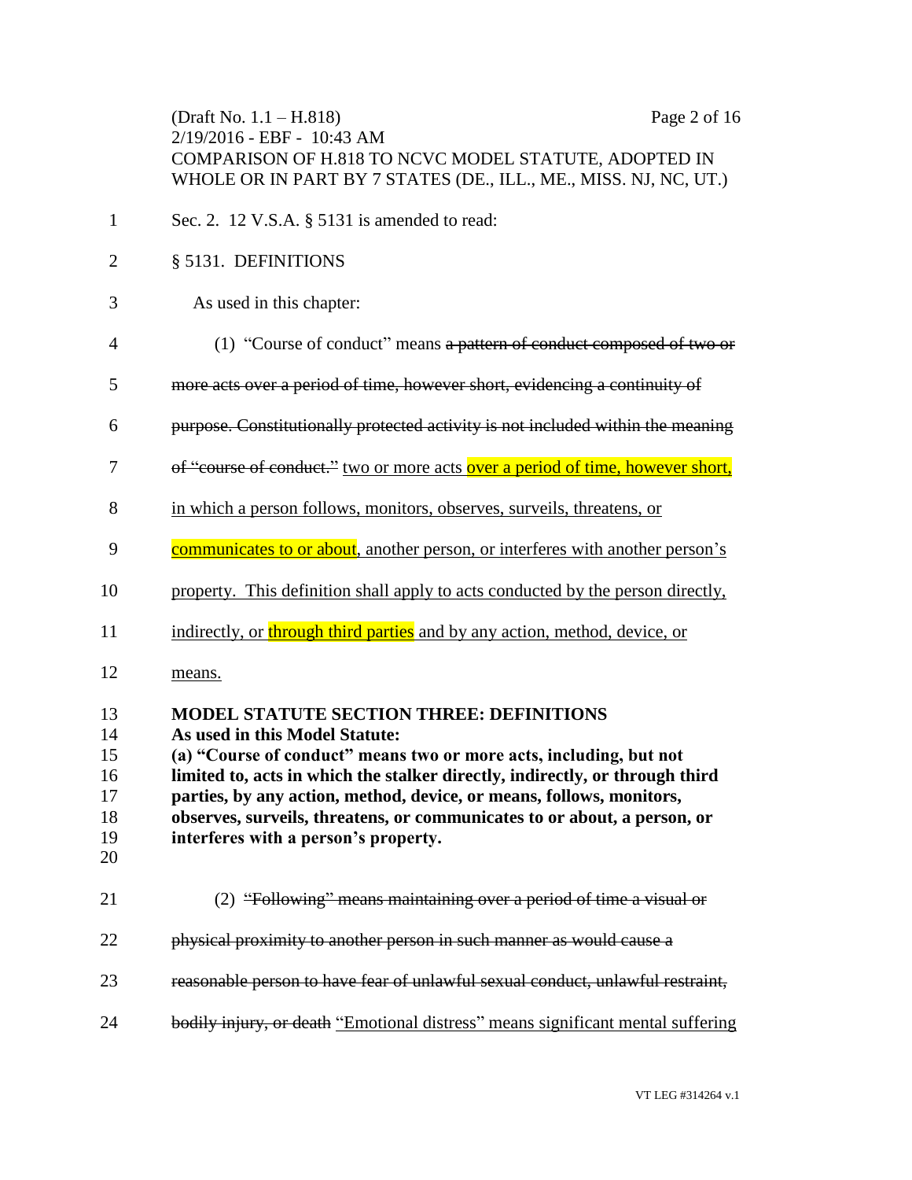(Draft No. 1.1 – H.818)
2/19/2016 - EBF - 10:43 AM
COMPARISON OF H.818 TO NCVC MODEL STATUTE, ADOPTED IN WHOLE OR IN PART BY 7 STATES (DE., ILL., ME., MISS. NJ, NC, UT.)

Sec. 2. 12 V.S.A. § 5131 is amended to read:

§ 5131. DEFINITIONS

As used in this chapter:

(1) "Course of conduct" means ~~a pattern of conduct composed of two or more acts over a period of time, however short, evidencing a continuity of purpose. Constitutionally protected activity is not included within the meaning of "course of conduct."~~ <u>two or more acts over a period of time, however short, in which a person follows, monitors, observes, surveils, threatens, or communicates to or about, another person, or interferes with another person's property. This definition shall apply to acts conducted by the person directly, indirectly, or through third parties and by any action, method, device, or means.</u>

**MODEL STATUTE SECTION THREE: DEFINITIONS**
**As used in this Model Statute:**
**(a) "Course of conduct" means two or more acts, including, but not limited to, acts in which the stalker directly, indirectly, or through third parties, by any action, method, device, or means, follows, monitors, observes, surveils, threatens, or communicates to or about, a person, or interferes with a person's property.**

(2) ~~"Following" means maintaining over a period of time a visual or physical proximity to another person in such manner as would cause a reasonable person to have fear of unlawful sexual conduct, unlawful restraint, bodily injury, or death~~ <u>"Emotional distress" means significant mental suffering</u>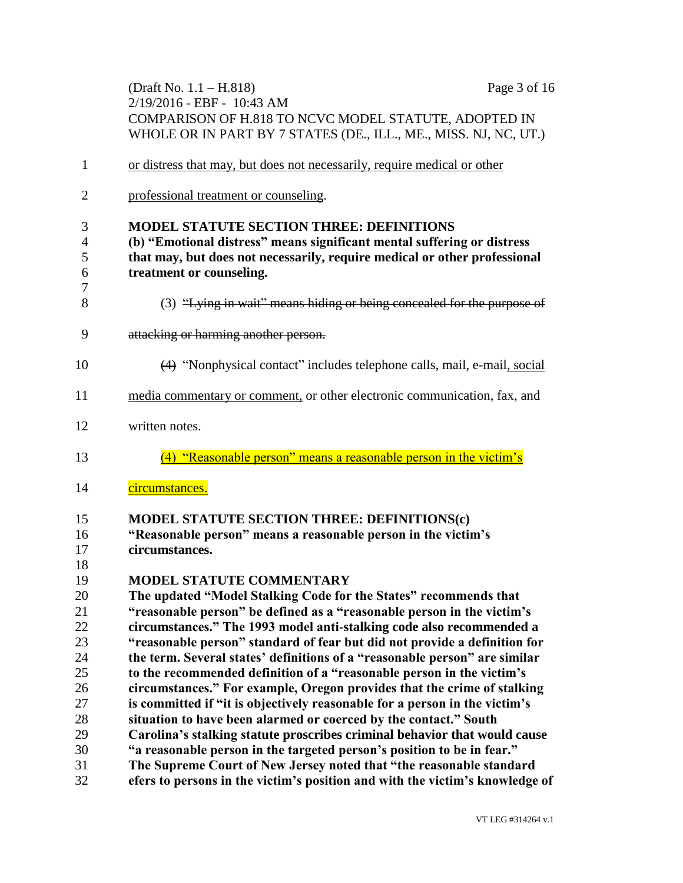or distress that may, but does not necessarily, require medical or other professional treatment or counseling.

**MODEL STATUTE SECTION THREE: DEFINITIONS**
**(b) "Emotional distress" means significant mental suffering or distress that may, but does not necessarily, require medical or other professional treatment or counseling.**

(3) ~~"Lying in wait" means hiding or being concealed for the purpose of attacking or harming another person.~~

~~(4)~~ "Nonphysical contact" includes telephone calls, mail, e-mail, social media commentary or comment, or other electronic communication, fax, and written notes.

(4) "Reasonable person" means a reasonable person in the victim's circumstances.

**MODEL STATUTE SECTION THREE: DEFINITIONS(c)**
**"Reasonable person" means a reasonable person in the victim's circumstances.**

**MODEL STATUTE COMMENTARY**
**The updated "Model Stalking Code for the States" recommends that "reasonable person" be defined as a "reasonable person in the victim's circumstances." The 1993 model anti-stalking code also recommended a "reasonable person" standard of fear but did not provide a definition for the term. Several states' definitions of a "reasonable person" are similar to the recommended definition of a "reasonable person in the victim's circumstances." For example, Oregon provides that the crime of stalking is committed if "it is objectively reasonable for a person in the victim's situation to have been alarmed or coerced by the contact." South Carolina's stalking statute proscribes criminal behavior that would cause "a reasonable person in the targeted person's position to be in fear." The Supreme Court of New Jersey noted that "the reasonable standard efers to persons in the victim's position and with the victim's knowledge of**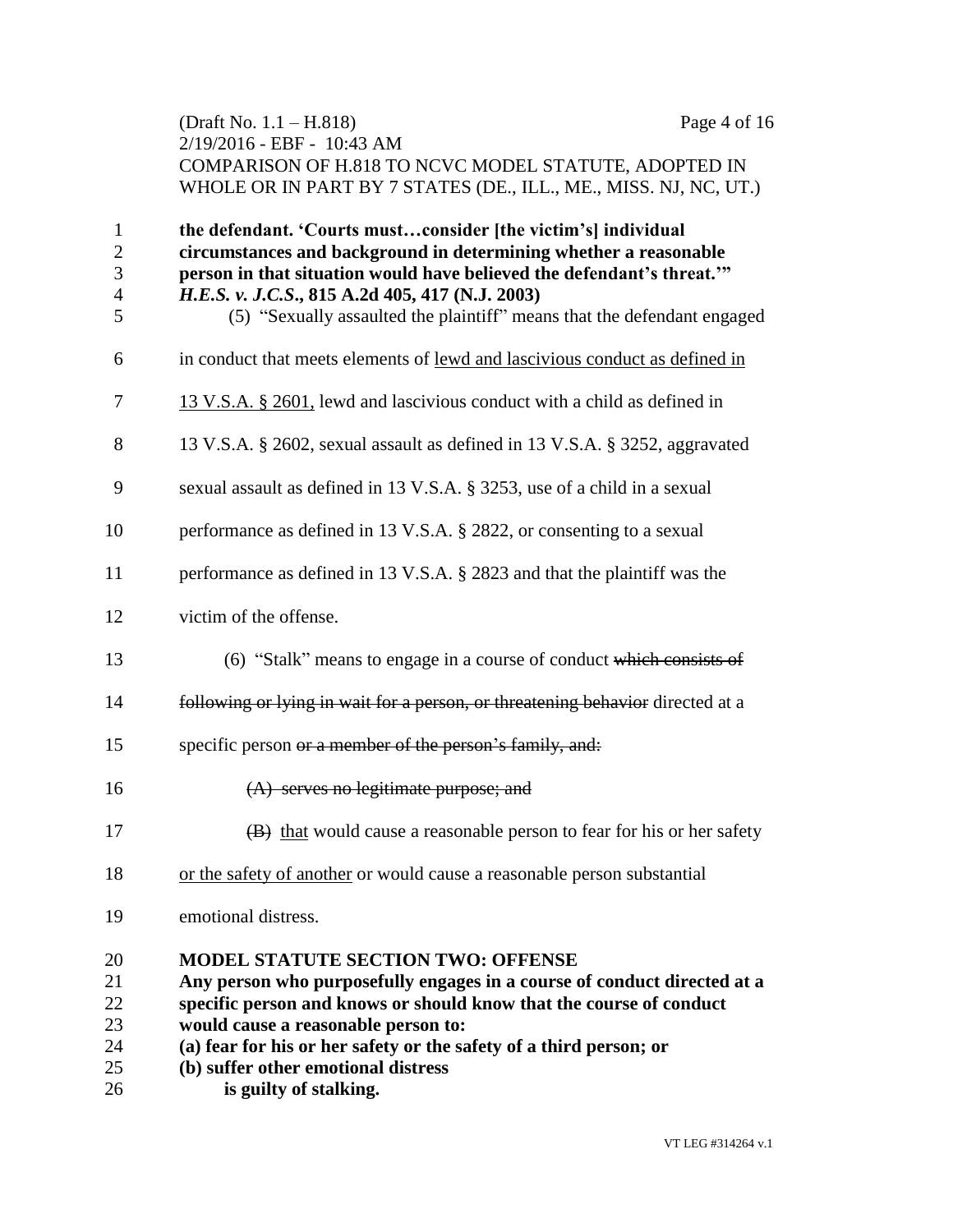**the defendant. 'Courts must…consider [the victim's] individual circumstances and background in determining whether a reasonable person in that situation would have believed the defendant's threat.'" *H.E.S. v. J.C.S.*, 815 A.2d 405, 417 (N.J. 2003)**

(5) "Sexually assaulted the plaintiff" means that the defendant engaged in conduct that meets elements of <u>lewd and lascivious conduct as defined in 13 V.S.A. § 2601,</u> lewd and lascivious conduct with a child as defined in 13 V.S.A. § 2602, sexual assault as defined in 13 V.S.A. § 3252, aggravated sexual assault as defined in 13 V.S.A. § 3253, use of a child in a sexual performance as defined in 13 V.S.A. § 2822, or consenting to a sexual performance as defined in 13 V.S.A. § 2823 and that the plaintiff was the victim of the offense.

(6) "Stalk" means to engage in a course of conduct ~~which consists of following or lying in wait for a person, or threatening behavior~~ directed at a specific person ~~or a member of the person's family, and:~~

~~(A) serves no legitimate purpose; and~~

~~(B)~~ <u>that</u> would cause a reasonable person to fear for his or her safety <u>or the safety of another</u> or would cause a reasonable person substantial emotional distress.

**MODEL STATUTE SECTION TWO: OFFENSE**

**Any person who purposefully engages in a course of conduct directed at a specific person and knows or should know that the course of conduct would cause a reasonable person to:**

**(a) fear for his or her safety or the safety of a third person; or**

**(b) suffer other emotional distress**

**is guilty of stalking.**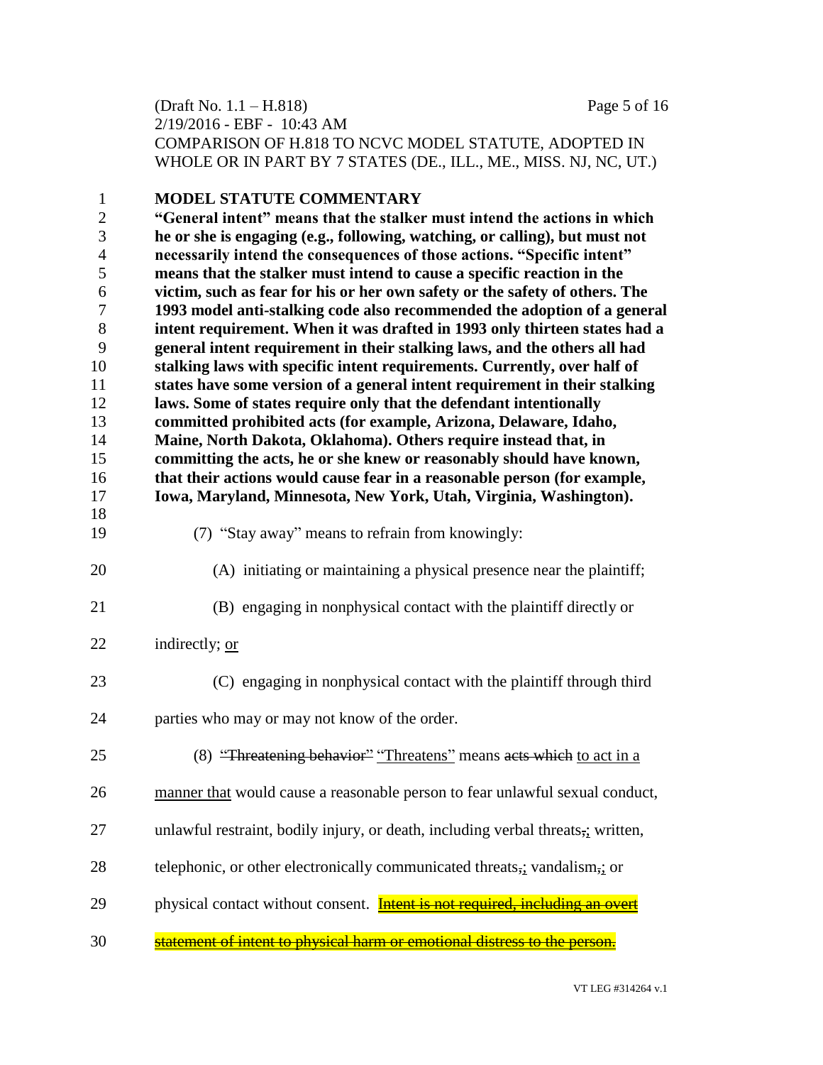**MODEL STATUTE COMMENTARY**

**"General intent" means that the stalker must intend the actions in which he or she is engaging (e.g., following, watching, or calling), but must not necessarily intend the consequences of those actions. "Specific intent" means that the stalker must intend to cause a specific reaction in the victim, such as fear for his or her own safety or the safety of others. The 1993 model anti-stalking code also recommended the adoption of a general intent requirement. When it was drafted in 1993 only thirteen states had a general intent requirement in their stalking laws, and the others all had stalking laws with specific intent requirements. Currently, over half of states have some version of a general intent requirement in their stalking laws. Some of states require only that the defendant intentionally committed prohibited acts (for example, Arizona, Delaware, Idaho, Maine, North Dakota, Oklahoma). Others require instead that, in committing the acts, he or she knew or reasonably should have known, that their actions would cause fear in a reasonable person (for example, Iowa, Maryland, Minnesota, New York, Utah, Virginia, Washington).**

(7) "Stay away" means to refrain from knowingly:

(A) initiating or maintaining a physical presence near the plaintiff;

(B) engaging in nonphysical contact with the plaintiff directly or indirectly; <u>or</u>

(C) engaging in nonphysical contact with the plaintiff through third parties who may or may not know of the order.

(8) ~~"Threatening behavior"~~ <u>"Threatens"</u> means ~~acts which~~ <u>to act in a manner that</u> would cause a reasonable person to fear unlawful sexual conduct, unlawful restraint, bodily injury, or death, including verbal threats~~,~~<u>;</u> written, telephonic, or other electronically communicated threats~~,~~<u>;</u> vandalism~~,~~<u>;</u> or physical contact without consent. ~~Intent is not required, including an overt statement of intent to physical harm or emotional distress to the person.~~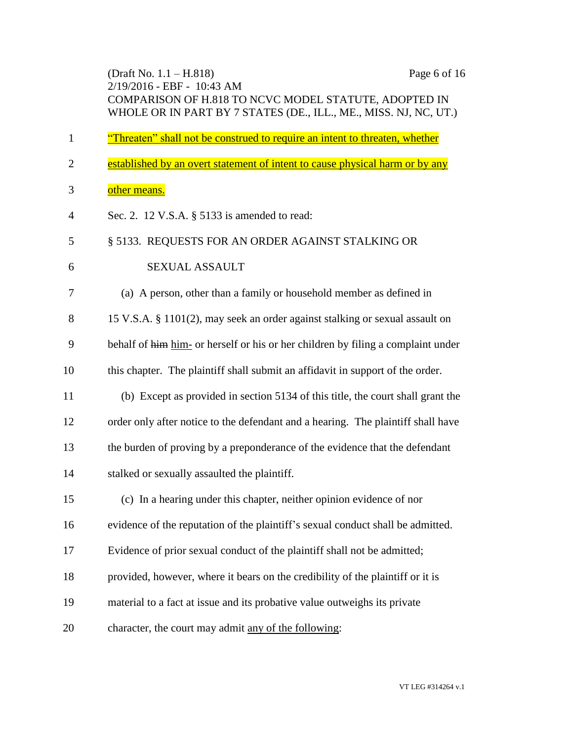"Threaten" shall not be construed to require an intent to threaten, whether established by an overt statement of intent to cause physical harm or by any other means.

Sec. 2. 12 V.S.A. § 5133 is amended to read:

§ 5133. REQUESTS FOR AN ORDER AGAINST STALKING OR SEXUAL ASSAULT

(a) A person, other than a family or household member as defined in 15 V.S.A. § 1101(2), may seek an order against stalking or sexual assault on behalf of ~~him~~ him- or herself or his or her children by filing a complaint under this chapter. The plaintiff shall submit an affidavit in support of the order.

(b) Except as provided in section 5134 of this title, the court shall grant the order only after notice to the defendant and a hearing. The plaintiff shall have the burden of proving by a preponderance of the evidence that the defendant stalked or sexually assaulted the plaintiff.

(c) In a hearing under this chapter, neither opinion evidence of nor evidence of the reputation of the plaintiff's sexual conduct shall be admitted. Evidence of prior sexual conduct of the plaintiff shall not be admitted; provided, however, where it bears on the credibility of the plaintiff or it is material to a fact at issue and its probative value outweighs its private character, the court may admit any of the following: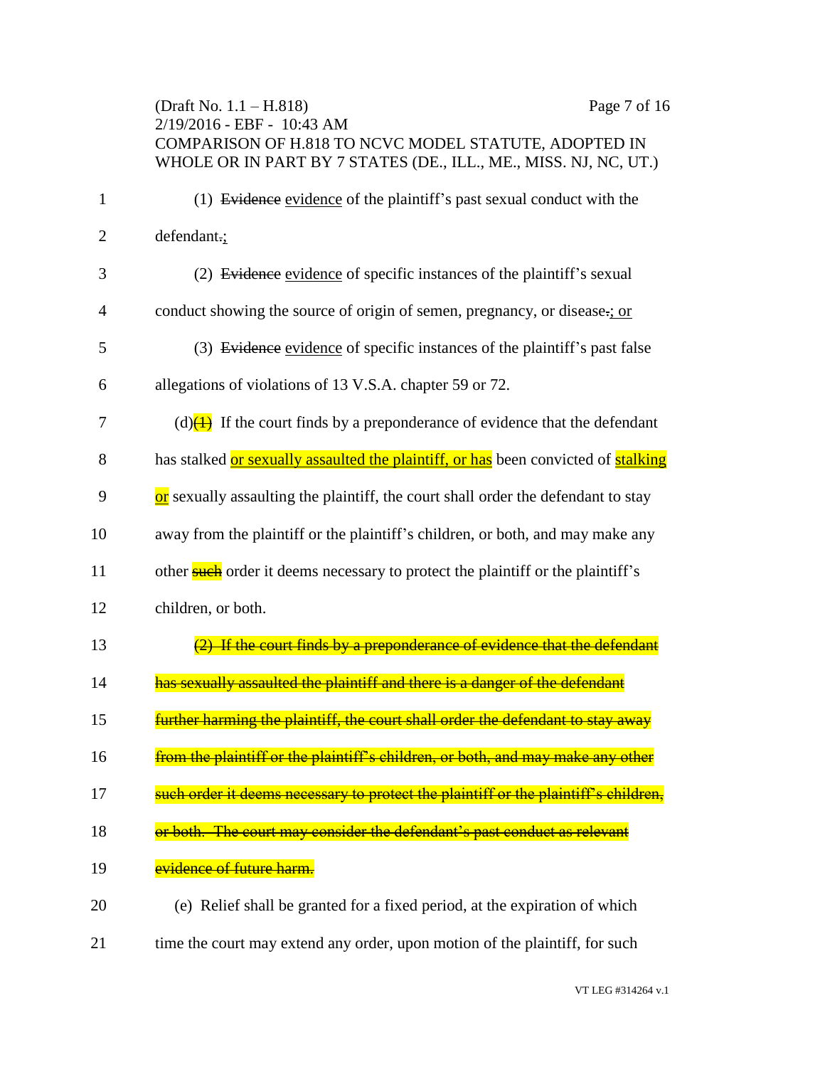(1) ~~Evidence~~ evidence of the plaintiff's past sexual conduct with the defendant~~.~~;

(2) ~~Evidence~~ evidence of specific instances of the plaintiff's sexual conduct showing the source of origin of semen, pregnancy, or disease~~.~~; or

(3) ~~Evidence~~ evidence of specific instances of the plaintiff's past false allegations of violations of 13 V.S.A. chapter 59 or 72.

(d)~~(1)~~ If the court finds by a preponderance of evidence that the defendant has stalked or sexually assaulted the plaintiff, or has been convicted of stalking or sexually assaulting the plaintiff, the court shall order the defendant to stay away from the plaintiff or the plaintiff's children, or both, and may make any other ~~such~~ order it deems necessary to protect the plaintiff or the plaintiff's children, or both.

~~(2) If the court finds by a preponderance of evidence that the defendant has sexually assaulted the plaintiff and there is a danger of the defendant further harming the plaintiff, the court shall order the defendant to stay away from the plaintiff or the plaintiff's children, or both, and may make any other such order it deems necessary to protect the plaintiff or the plaintiff's children, or both. The court may consider the defendant's past conduct as relevant evidence of future harm.~~

(e) Relief shall be granted for a fixed period, at the expiration of which time the court may extend any order, upon motion of the plaintiff, for such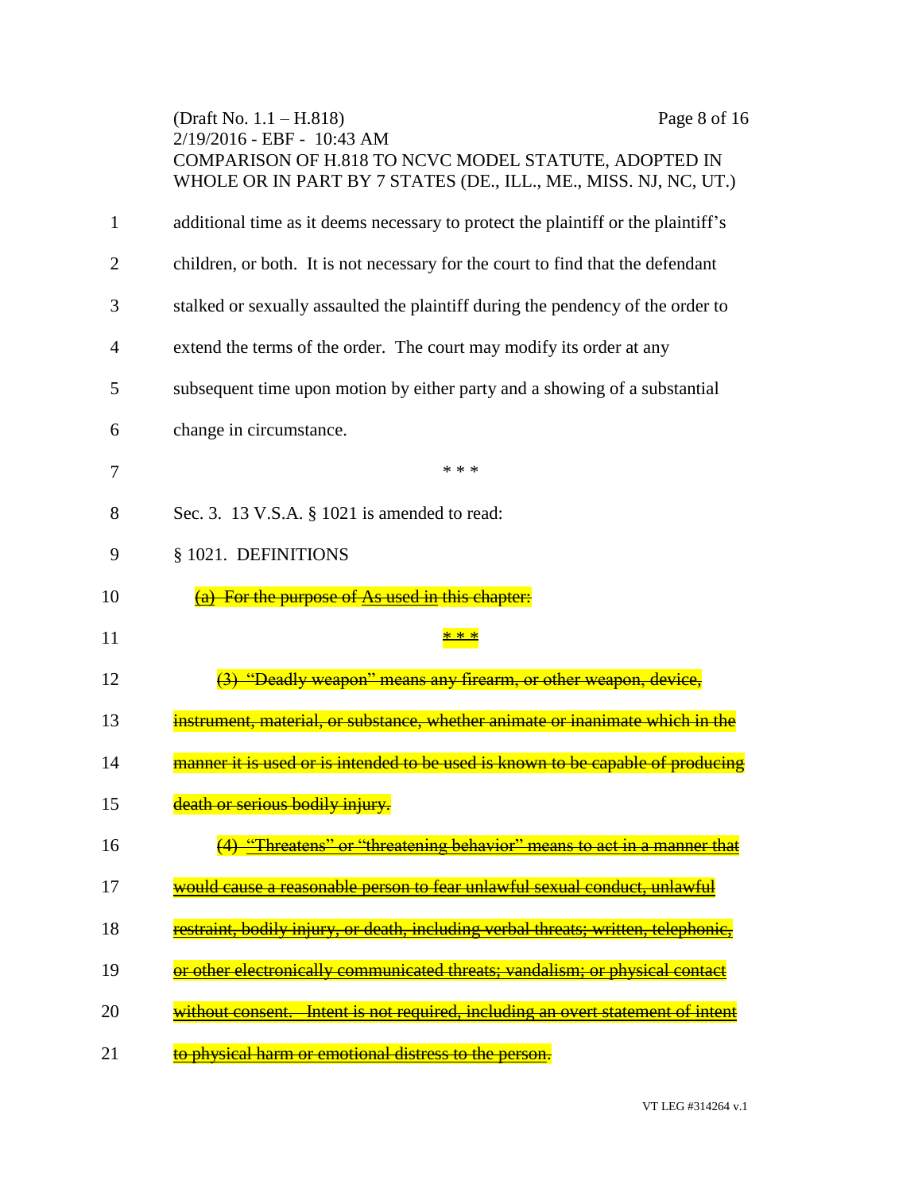additional time as it deems necessary to protect the plaintiff or the plaintiff's children, or both. It is not necessary for the court to find that the defendant stalked or sexually assaulted the plaintiff during the pendency of the order to extend the terms of the order. The court may modify its order at any subsequent time upon motion by either party and a showing of a substantial change in circumstance.

\* \* \*

Sec. 3. 13 V.S.A. § 1021 is amended to read:

§ 1021. DEFINITIONS

~~(a) For the purpose of~~ <u>~~As used in~~</u> ~~this chapter:~~

~~\* \* \*~~

~~(3) "Deadly weapon" means any firearm, or other weapon, device, instrument, material, or substance, whether animate or inanimate which in the manner it is used or is intended to be used is known to be capable of producing death or serious bodily injury.~~

~~(4) "Threatens" or "threatening behavior" means to act in a manner that would cause a reasonable person to fear unlawful sexual conduct, unlawful restraint, bodily injury, or death, including verbal threats; written, telephonic, or other electronically communicated threats; vandalism; or physical contact without consent. Intent is not required, including an overt statement of intent to physical harm or emotional distress to the person.~~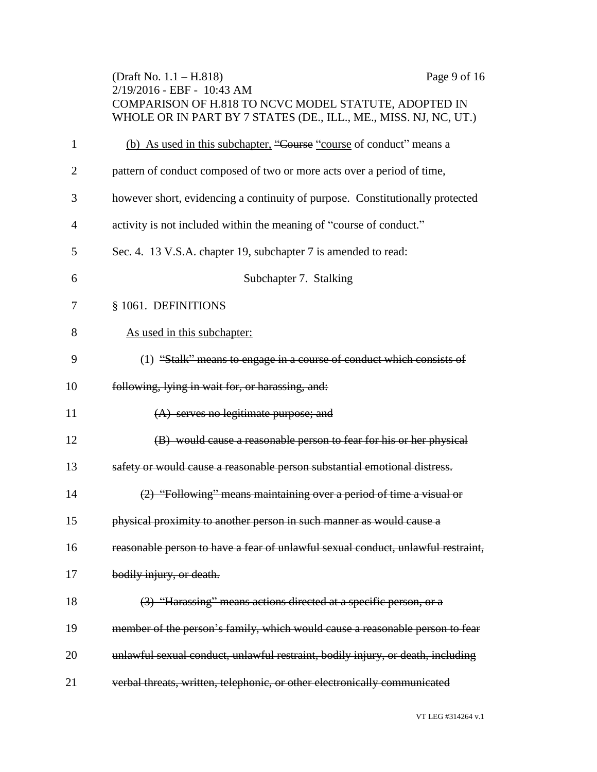(b) As used in this subchapter, ~~"Course~~ "course of conduct" means a pattern of conduct composed of two or more acts over a period of time, however short, evidencing a continuity of purpose. Constitutionally protected activity is not included within the meaning of "course of conduct."

Sec. 4. 13 V.S.A. chapter 19, subchapter 7 is amended to read:

Subchapter 7. Stalking

§ 1061. DEFINITIONS

As used in this subchapter:

(1) ~~"Stalk" means to engage in a course of conduct which consists of following, lying in wait for, or harassing, and:~~

~~(A) serves no legitimate purpose; and~~

~~(B) would cause a reasonable person to fear for his or her physical safety or would cause a reasonable person substantial emotional distress.~~

~~(2) "Following" means maintaining over a period of time a visual or physical proximity to another person in such manner as would cause a reasonable person to have a fear of unlawful sexual conduct, unlawful restraint, bodily injury, or death.~~

~~(3) "Harassing" means actions directed at a specific person, or a member of the person's family, which would cause a reasonable person to fear unlawful sexual conduct, unlawful restraint, bodily injury, or death, including verbal threats, written, telephonic, or other electronically communicated~~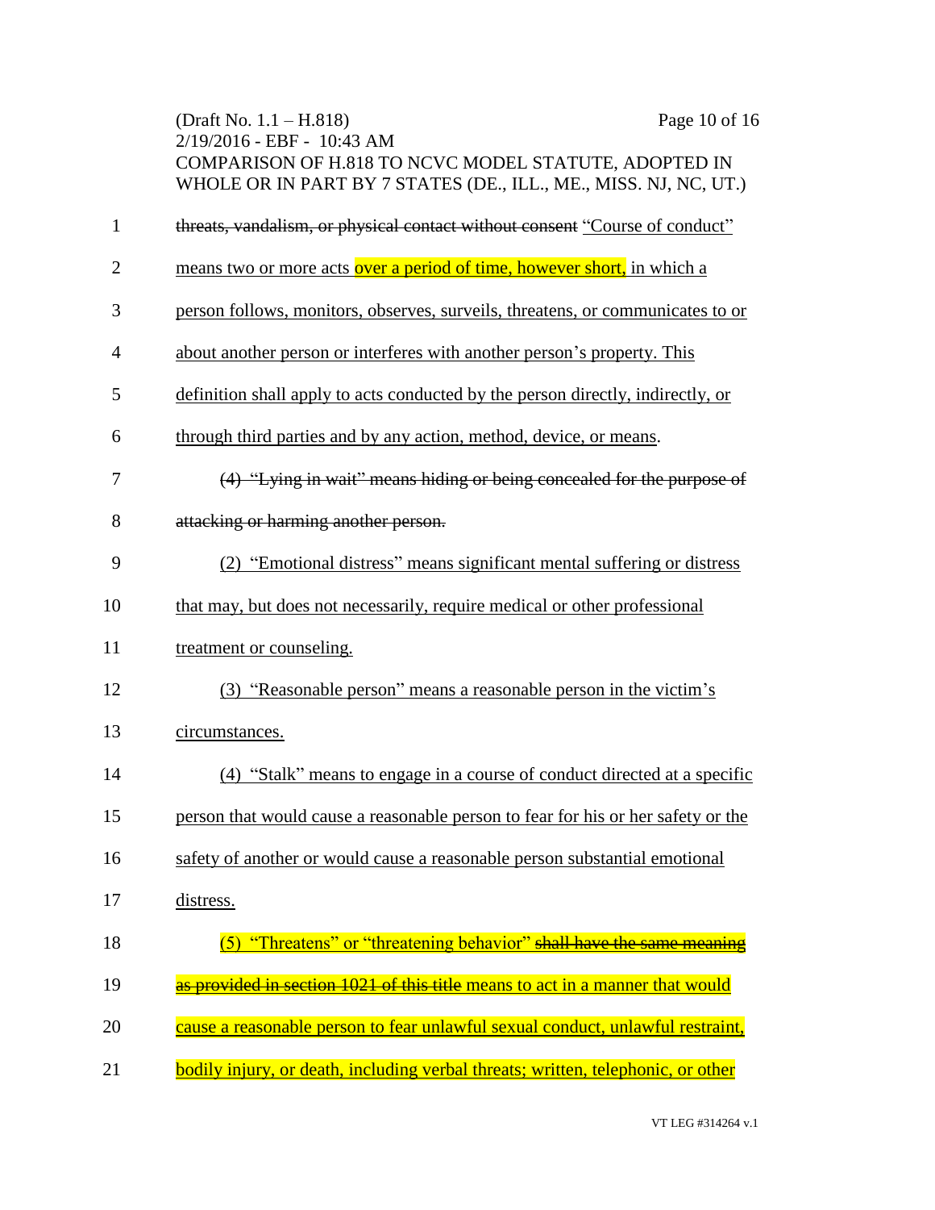~~threats, vandalism, or physical contact without consent~~ "Course of conduct" means two or more acts over a period of time, however short, in which a person follows, monitors, observes, surveils, threatens, or communicates to or about another person or interferes with another person's property. This definition shall apply to acts conducted by the person directly, indirectly, or through third parties and by any action, method, device, or means.

~~(4) "Lying in wait" means hiding or being concealed for the purpose of attacking or harming another person.~~

(2) "Emotional distress" means significant mental suffering or distress that may, but does not necessarily, require medical or other professional treatment or counseling.

(3) "Reasonable person" means a reasonable person in the victim's circumstances.

(4) "Stalk" means to engage in a course of conduct directed at a specific person that would cause a reasonable person to fear for his or her safety or the safety of another or would cause a reasonable person substantial emotional distress.

(5) "Threatens" or "threatening behavior" ~~shall have the same meaning as provided in section 1021 of this title~~ means to act in a manner that would cause a reasonable person to fear unlawful sexual conduct, unlawful restraint, bodily injury, or death, including verbal threats; written, telephonic, or other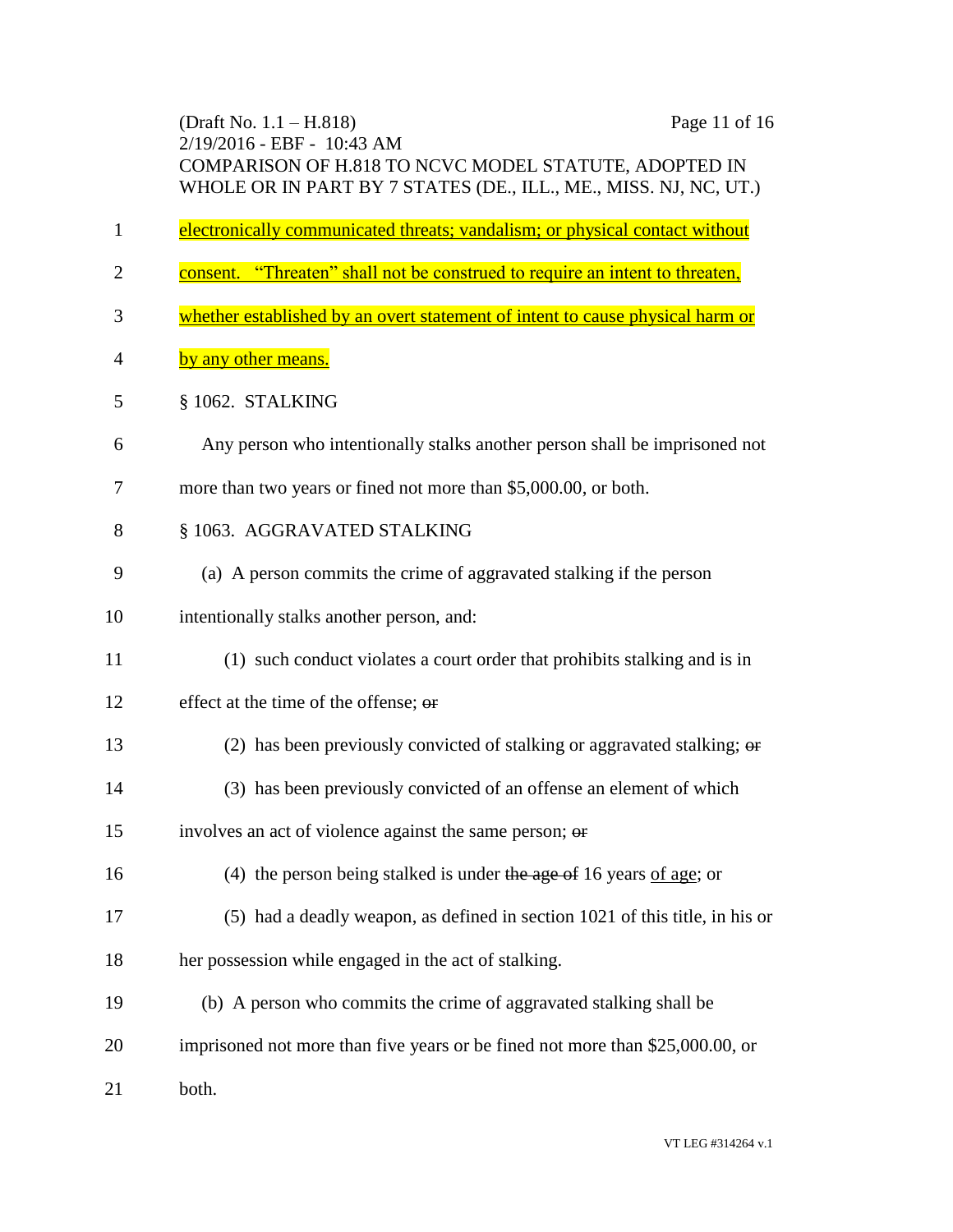electronically communicated threats; vandalism; or physical contact without consent. "Threaten" shall not be construed to require an intent to threaten, whether established by an overt statement of intent to cause physical harm or by any other means.

§ 1062. STALKING

Any person who intentionally stalks another person shall be imprisoned not more than two years or fined not more than $5,000.00, or both.

§ 1063. AGGRAVATED STALKING

(a) A person commits the crime of aggravated stalking if the person intentionally stalks another person, and:

(1) such conduct violates a court order that prohibits stalking and is in effect at the time of the offense; ~~or~~

(2) has been previously convicted of stalking or aggravated stalking; ~~or~~

(3) has been previously convicted of an offense an element of which involves an act of violence against the same person; ~~or~~

(4) the person being stalked is under ~~the age of~~ 16 years of age; or

(5) had a deadly weapon, as defined in section 1021 of this title, in his or her possession while engaged in the act of stalking.

(b) A person who commits the crime of aggravated stalking shall be imprisoned not more than five years or be fined not more than $25,000.00, or both.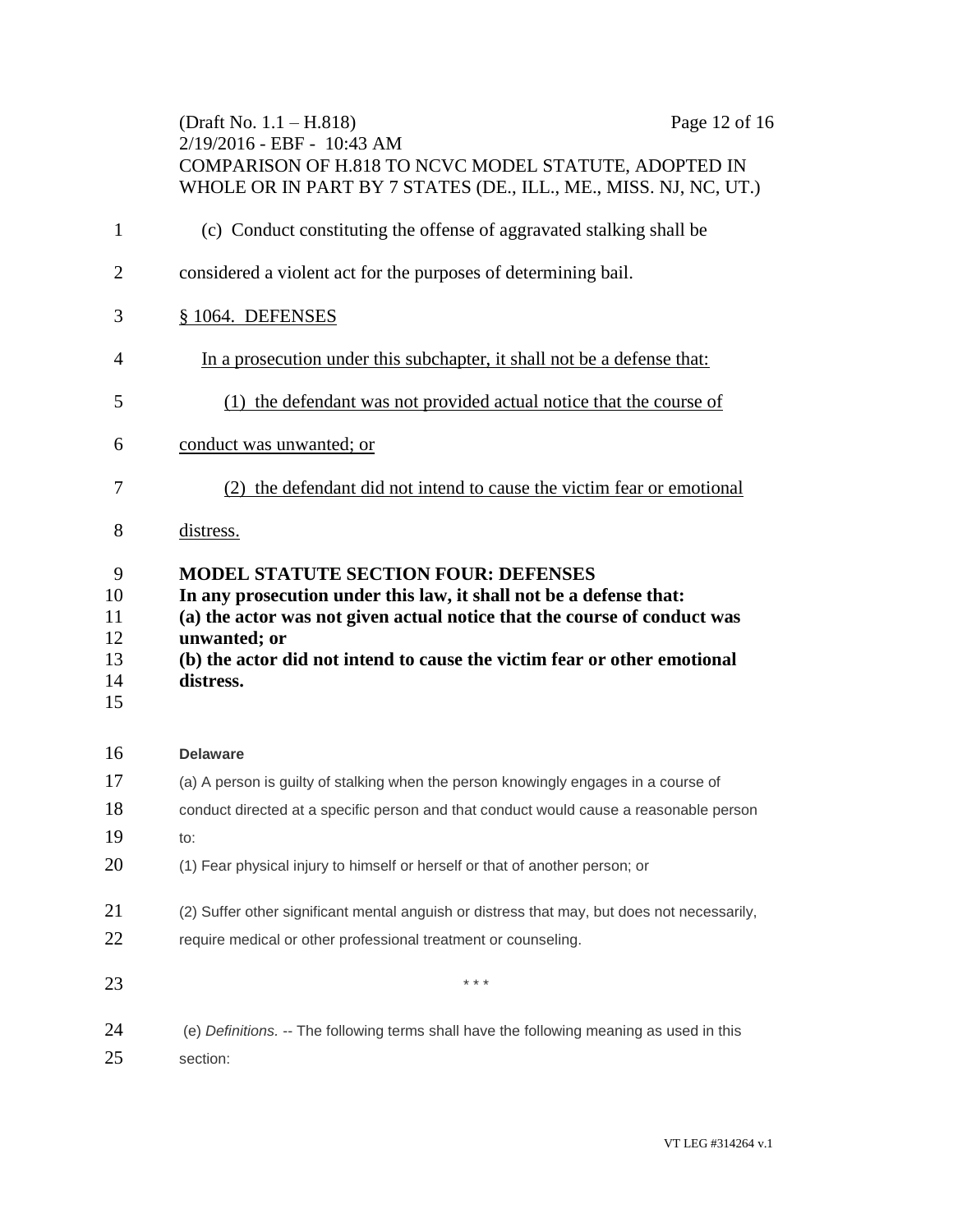(c) Conduct constituting the offense of aggravated stalking shall be considered a violent act for the purposes of determining bail.

<u>§ 1064. DEFENSES</u>

<u>In a prosecution under this subchapter, it shall not be a defense that:</u>

<u>(1) the defendant was not provided actual notice that the course of conduct was unwanted; or</u>

<u>(2) the defendant did not intend to cause the victim fear or emotional distress.</u>

**MODEL STATUTE SECTION FOUR: DEFENSES**
**In any prosecution under this law, it shall not be a defense that:**
**(a) the actor was not given actual notice that the course of conduct was unwanted; or**
**(b) the actor did not intend to cause the victim fear or other emotional distress.**

**Delaware**

(a) A person is guilty of stalking when the person knowingly engages in a course of conduct directed at a specific person and that conduct would cause a reasonable person to:

(1) Fear physical injury to himself or herself or that of another person; or

(2) Suffer other significant mental anguish or distress that may, but does not necessarily, require medical or other professional treatment or counseling.

\* \* \*

(e) *Definitions.* -- The following terms shall have the following meaning as used in this section: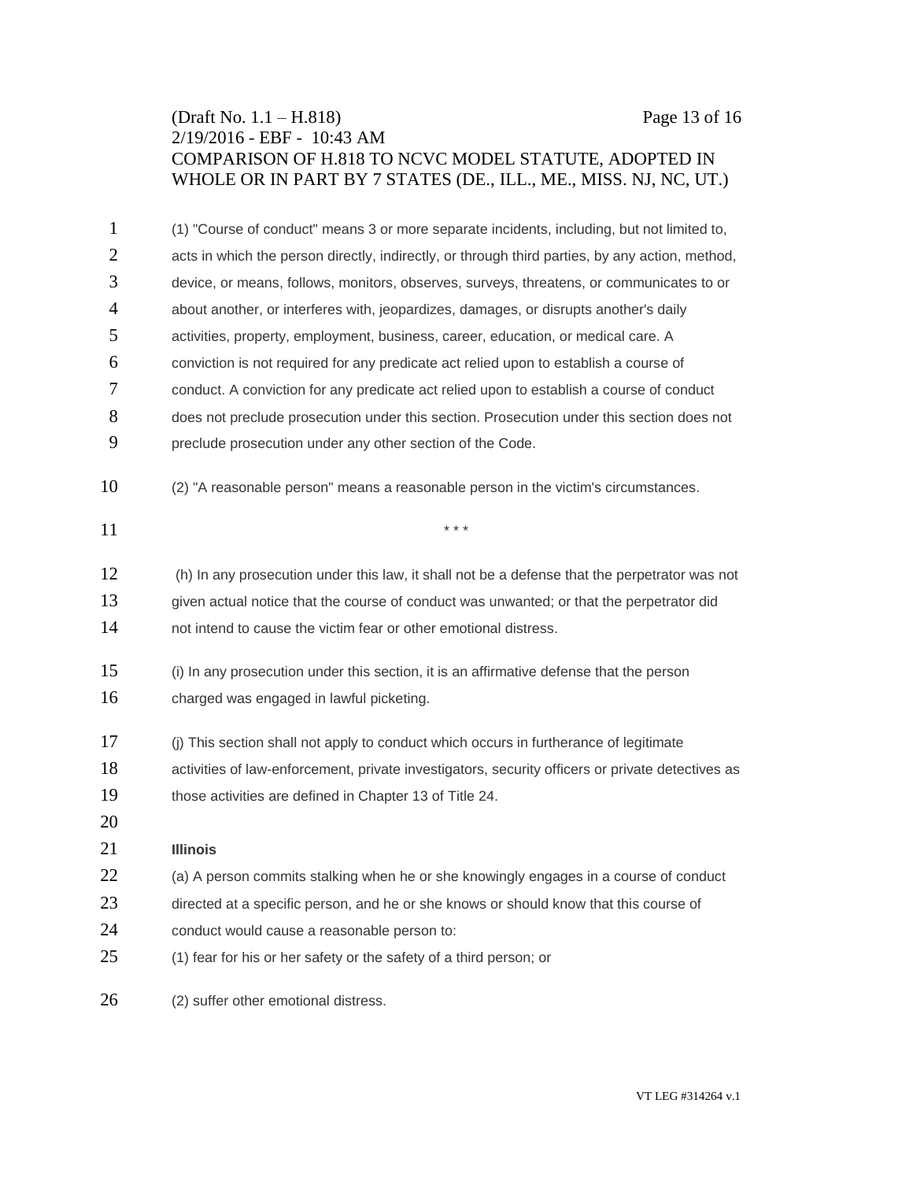(1) "Course of conduct" means 3 or more separate incidents, including, but not limited to, acts in which the person directly, indirectly, or through third parties, by any action, method, device, or means, follows, monitors, observes, surveys, threatens, or communicates to or about another, or interferes with, jeopardizes, damages, or disrupts another's daily activities, property, employment, business, career, education, or medical care. A conviction is not required for any predicate act relied upon to establish a course of conduct. A conviction for any predicate act relied upon to establish a course of conduct does not preclude prosecution under this section. Prosecution under this section does not preclude prosecution under any other section of the Code.

(2) "A reasonable person" means a reasonable person in the victim's circumstances.

\* \* \*

(h) In any prosecution under this law, it shall not be a defense that the perpetrator was not given actual notice that the course of conduct was unwanted; or that the perpetrator did not intend to cause the victim fear or other emotional distress.

(i) In any prosecution under this section, it is an affirmative defense that the person charged was engaged in lawful picketing.

(j) This section shall not apply to conduct which occurs in furtherance of legitimate activities of law-enforcement, private investigators, security officers or private detectives as those activities are defined in Chapter 13 of Title 24.

**Illinois**

(a) A person commits stalking when he or she knowingly engages in a course of conduct directed at a specific person, and he or she knows or should know that this course of conduct would cause a reasonable person to:

(1) fear for his or her safety or the safety of a third person; or

(2) suffer other emotional distress.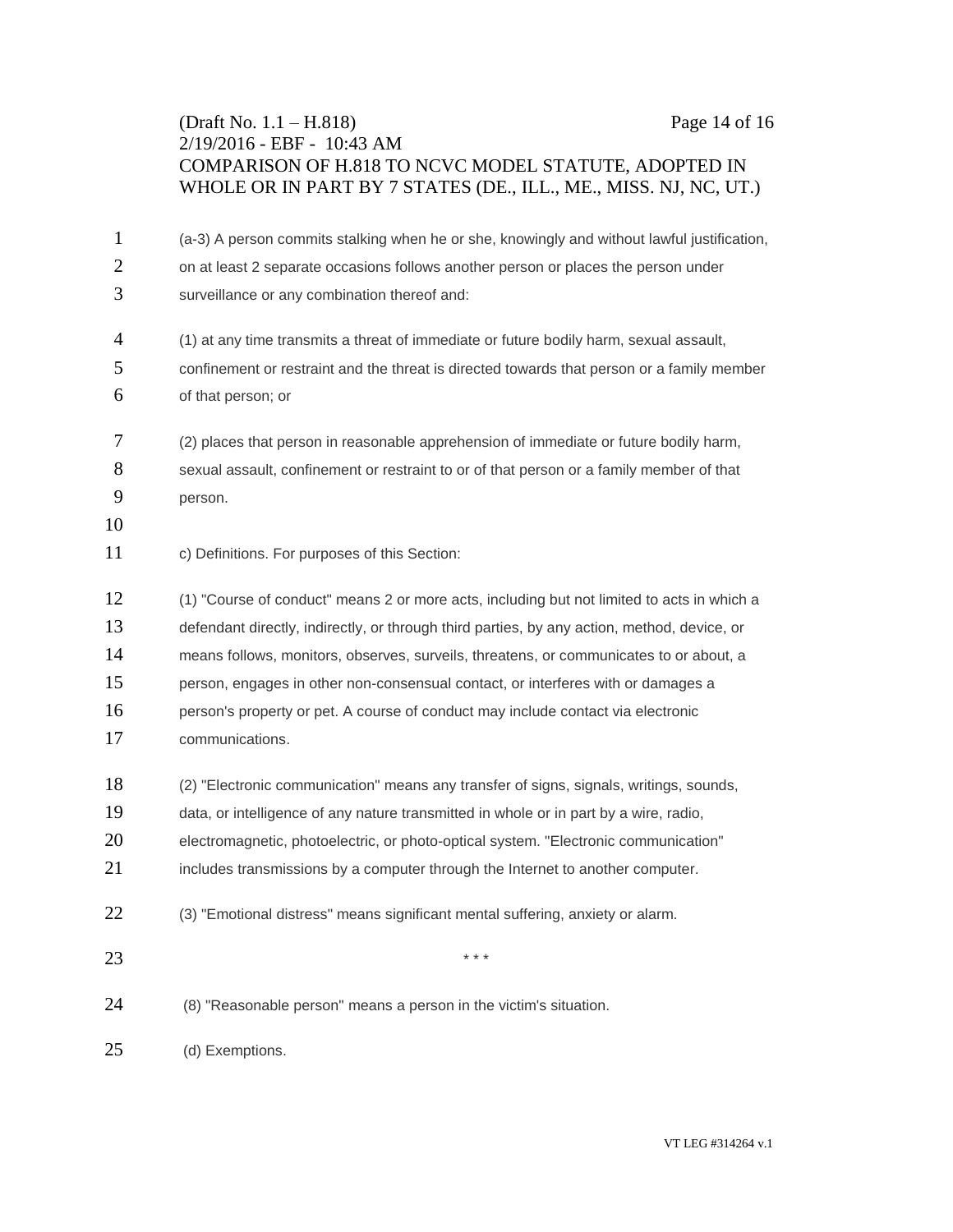(a-3) A person commits stalking when he or she, knowingly and without lawful justification, on at least 2 separate occasions follows another person or places the person under surveillance or any combination thereof and:

(1) at any time transmits a threat of immediate or future bodily harm, sexual assault, confinement or restraint and the threat is directed towards that person or a family member of that person; or

(2) places that person in reasonable apprehension of immediate or future bodily harm, sexual assault, confinement or restraint to or of that person or a family member of that person.

c) Definitions. For purposes of this Section:

(1) "Course of conduct" means 2 or more acts, including but not limited to acts in which a defendant directly, indirectly, or through third parties, by any action, method, device, or means follows, monitors, observes, surveils, threatens, or communicates to or about, a person, engages in other non-consensual contact, or interferes with or damages a person's property or pet. A course of conduct may include contact via electronic communications.

(2) "Electronic communication" means any transfer of signs, signals, writings, sounds, data, or intelligence of any nature transmitted in whole or in part by a wire, radio, electromagnetic, photoelectric, or photo-optical system. "Electronic communication" includes transmissions by a computer through the Internet to another computer.

(3) "Emotional distress" means significant mental suffering, anxiety or alarm.

\* \* \*

(8) "Reasonable person" means a person in the victim's situation.

(d) Exemptions.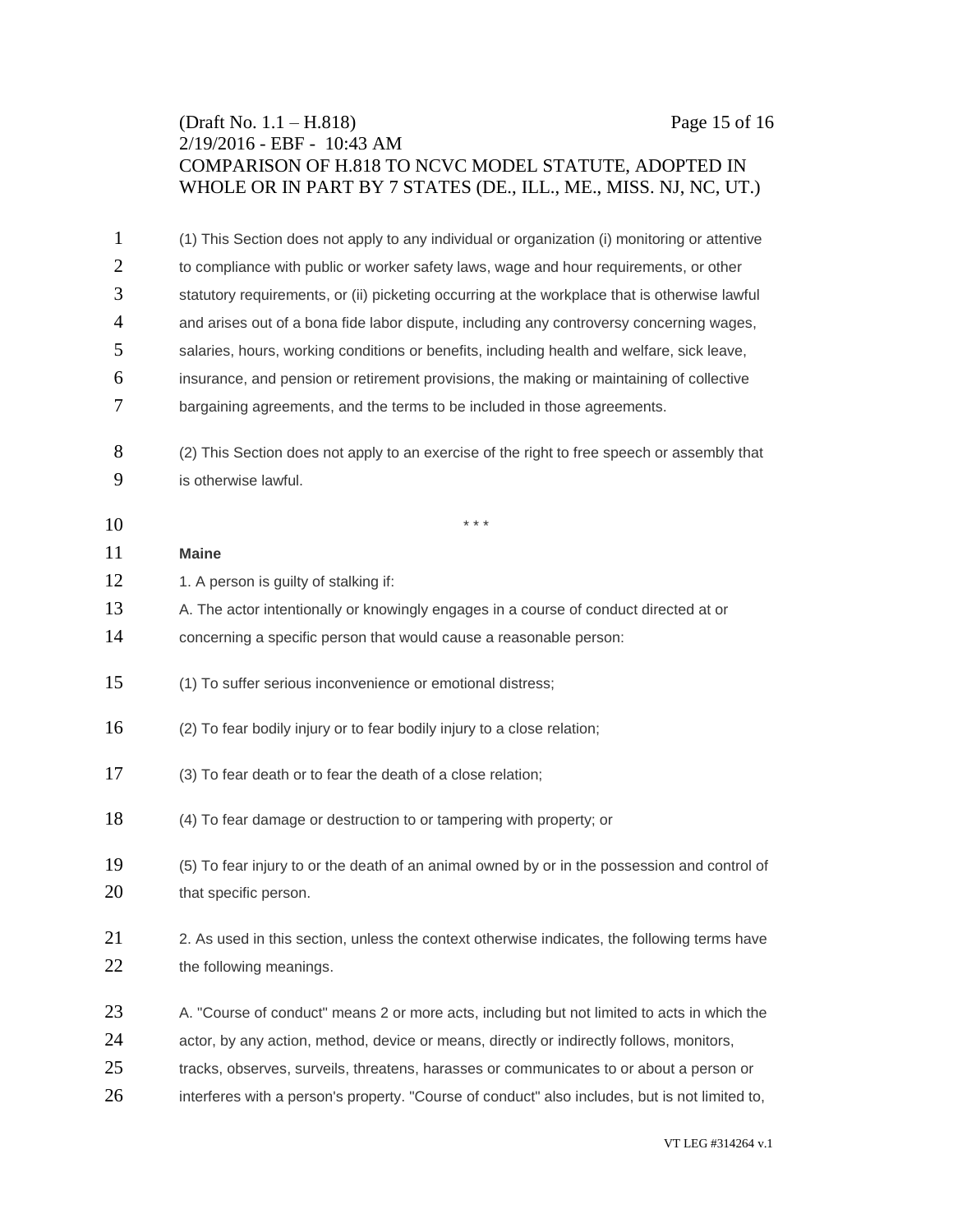(1) This Section does not apply to any individual or organization (i) monitoring or attentive to compliance with public or worker safety laws, wage and hour requirements, or other statutory requirements, or (ii) picketing occurring at the workplace that is otherwise lawful and arises out of a bona fide labor dispute, including any controversy concerning wages, salaries, hours, working conditions or benefits, including health and welfare, sick leave, insurance, and pension or retirement provisions, the making or maintaining of collective bargaining agreements, and the terms to be included in those agreements.

(2) This Section does not apply to an exercise of the right to free speech or assembly that is otherwise lawful.

\* \* \*

**Maine**

1. A person is guilty of stalking if:

A. The actor intentionally or knowingly engages in a course of conduct directed at or concerning a specific person that would cause a reasonable person:

(1) To suffer serious inconvenience or emotional distress;

(2) To fear bodily injury or to fear bodily injury to a close relation;

(3) To fear death or to fear the death of a close relation;

(4) To fear damage or destruction to or tampering with property; or

(5) To fear injury to or the death of an animal owned by or in the possession and control of that specific person.

2. As used in this section, unless the context otherwise indicates, the following terms have the following meanings.

A. "Course of conduct" means 2 or more acts, including but not limited to acts in which the actor, by any action, method, device or means, directly or indirectly follows, monitors, tracks, observes, surveils, threatens, harasses or communicates to or about a person or interferes with a person's property. "Course of conduct" also includes, but is not limited to,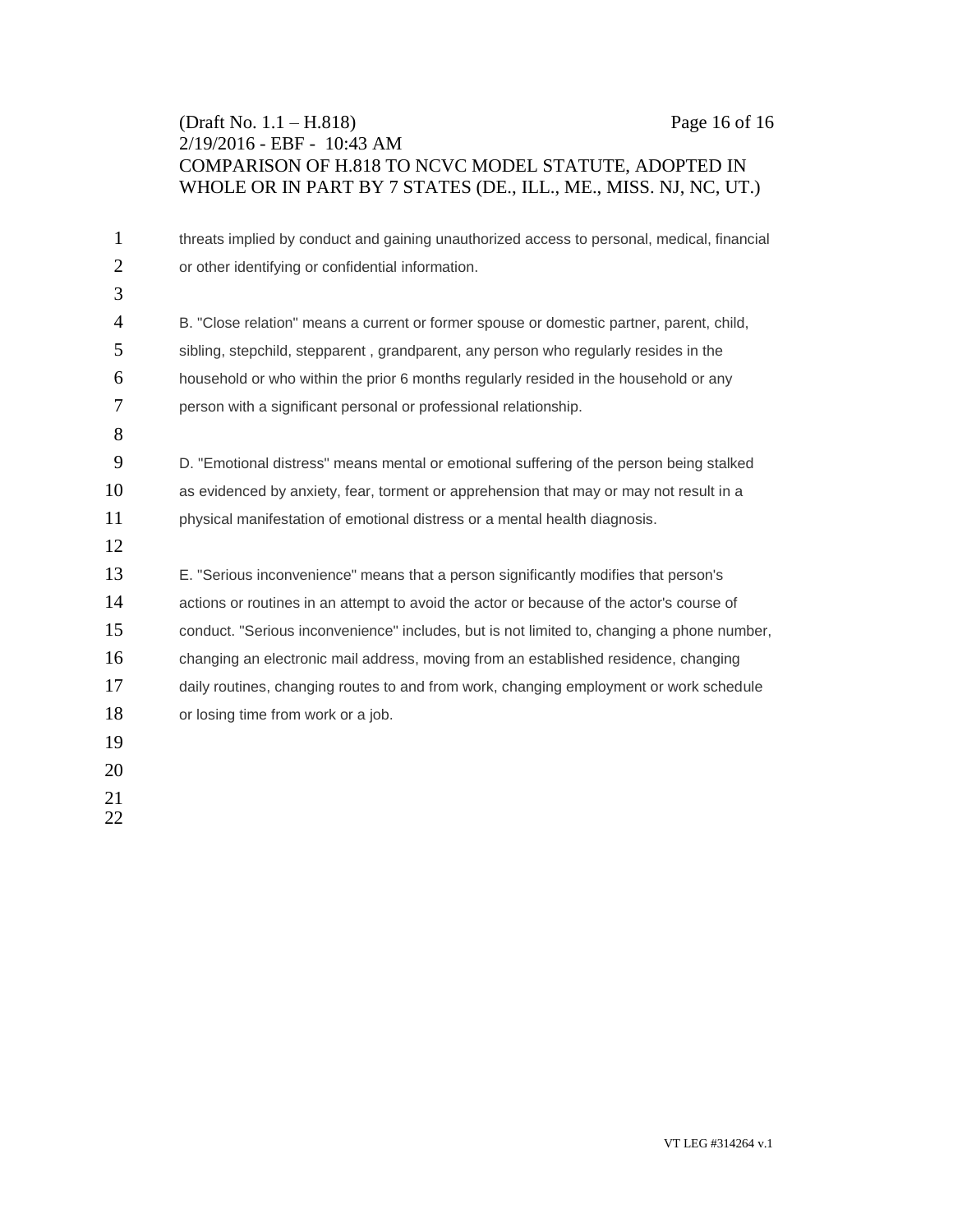threats implied by conduct and gaining unauthorized access to personal, medical, financial or other identifying or confidential information.

B. "Close relation" means a current or former spouse or domestic partner, parent, child, sibling, stepchild, stepparent , grandparent, any person who regularly resides in the household or who within the prior 6 months regularly resided in the household or any person with a significant personal or professional relationship.

D. "Emotional distress" means mental or emotional suffering of the person being stalked as evidenced by anxiety, fear, torment or apprehension that may or may not result in a physical manifestation of emotional distress or a mental health diagnosis.

E. "Serious inconvenience" means that a person significantly modifies that person's actions or routines in an attempt to avoid the actor or because of the actor's course of conduct. "Serious inconvenience" includes, but is not limited to, changing a phone number, changing an electronic mail address, moving from an established residence, changing daily routines, changing routes to and from work, changing employment or work schedule or losing time from work or a job.